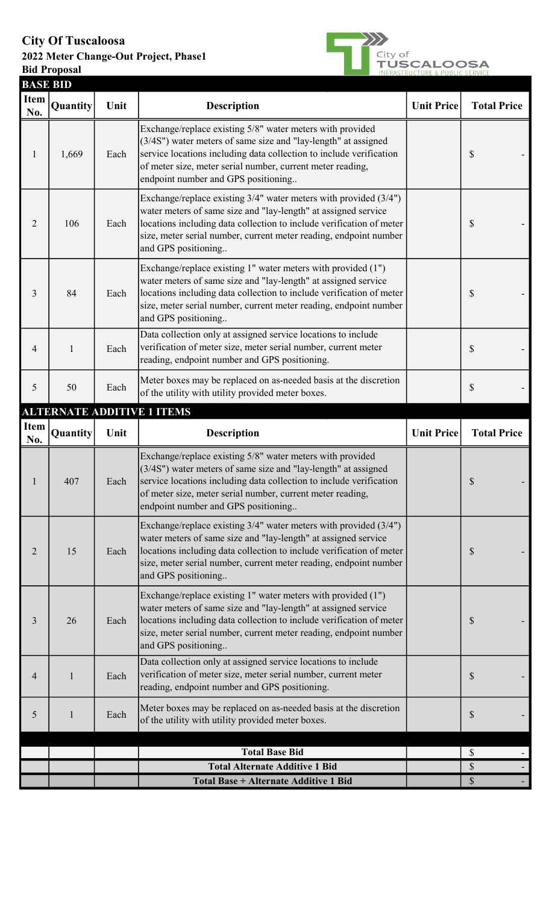# City Of Tuscaloosa

## 2022 Meter Change-Out Project, Phase1

### Bid Proposal

City of TUSCALOOSA
INFRASTRUCTURE & PUBLIC SERVICE

**BASE BID**

| Item No. | Quantity | Unit | Description | Unit Price | Total Price |
|---|---|---|---|---|---|
| 1 | 1,669 | Each | Exchange/replace existing 5/8" water meters with provided (3/4S") water meters of same size and "lay-length" at assigned service locations including data collection to include verification of meter size, meter serial number, current meter reading, endpoint number and GPS positioning.. | | $ - |
| 2 | 106 | Each | Exchange/replace existing 3/4" water meters with provided (3/4") water meters of same size and "lay-length" at assigned service locations including data collection to include verification of meter size, meter serial number, current meter reading, endpoint number and GPS positioning.. | | $ - |
| 3 | 84 | Each | Exchange/replace existing 1" water meters with provided (1") water meters of same size and "lay-length" at assigned service locations including data collection to include verification of meter size, meter serial number, current meter reading, endpoint number and GPS positioning.. | | $ - |
| 4 | 1 | Each | Data collection only at assigned service locations to include verification of meter size, meter serial number, current meter reading, endpoint number and GPS positioning. | | $ - |
| 5 | 50 | Each | Meter boxes may be replaced on as-needed basis at the discretion of the utility with utility provided meter boxes. | | $ - |

**ALTERNATE ADDITIVE 1 ITEMS**

| Item No. | Quantity | Unit | Description | Unit Price | Total Price |
|---|---|---|---|---|---|
| 1 | 407 | Each | Exchange/replace existing 5/8" water meters with provided (3/4S") water meters of same size and "lay-length" at assigned service locations including data collection to include verification of meter size, meter serial number, current meter reading, endpoint number and GPS positioning.. | | $ - |
| 2 | 15 | Each | Exchange/replace existing 3/4" water meters with provided (3/4") water meters of same size and "lay-length" at assigned service locations including data collection to include verification of meter size, meter serial number, current meter reading, endpoint number and GPS positioning.. | | $ - |
| 3 | 26 | Each | Exchange/replace existing 1" water meters with provided (1") water meters of same size and "lay-length" at assigned service locations including data collection to include verification of meter size, meter serial number, current meter reading, endpoint number and GPS positioning.. | | $ - |
| 4 | 1 | Each | Data collection only at assigned service locations to include verification of meter size, meter serial number, current meter reading, endpoint number and GPS positioning. | | $ - |
| 5 | 1 | Each | Meter boxes may be replaced on as-needed basis at the discretion of the utility with utility provided meter boxes. | | $ - |
| | | | **Total Base Bid** | | $ - |
| | | | **Total Alternate Additive 1 Bid** | | $ - |
| | | | **Total Base + Alternate Additive 1 Bid** | | $ - |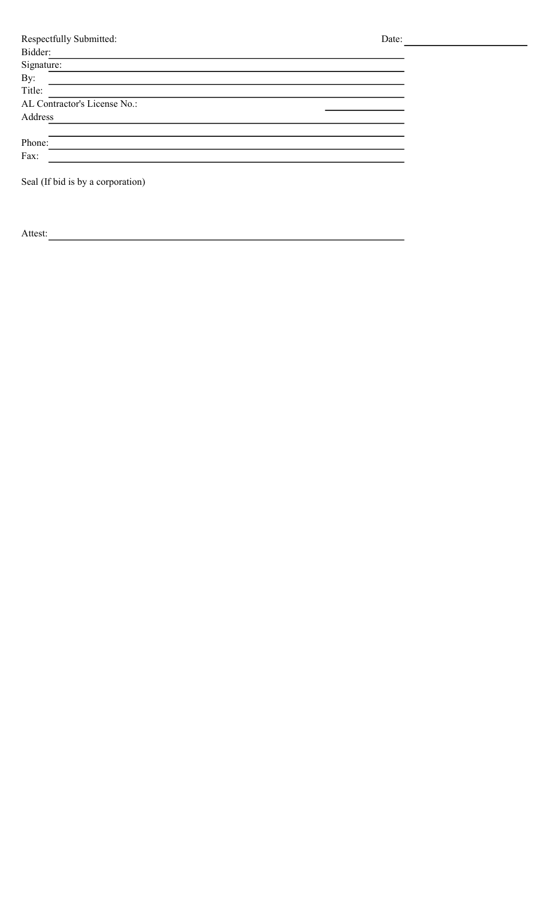Respectfully Submitted: Date: ______________________

Bidder: ____________________________________________

Signature: ____________________________________________

By: ____________________________________________

Title: ____________________________________________

AL Contractor's License No.: ______________

Address ____________________________________________

____________________________________________

Phone: ____________________________________________

Fax: ____________________________________________

Seal (If bid is by a corporation)

Attest: ____________________________________________